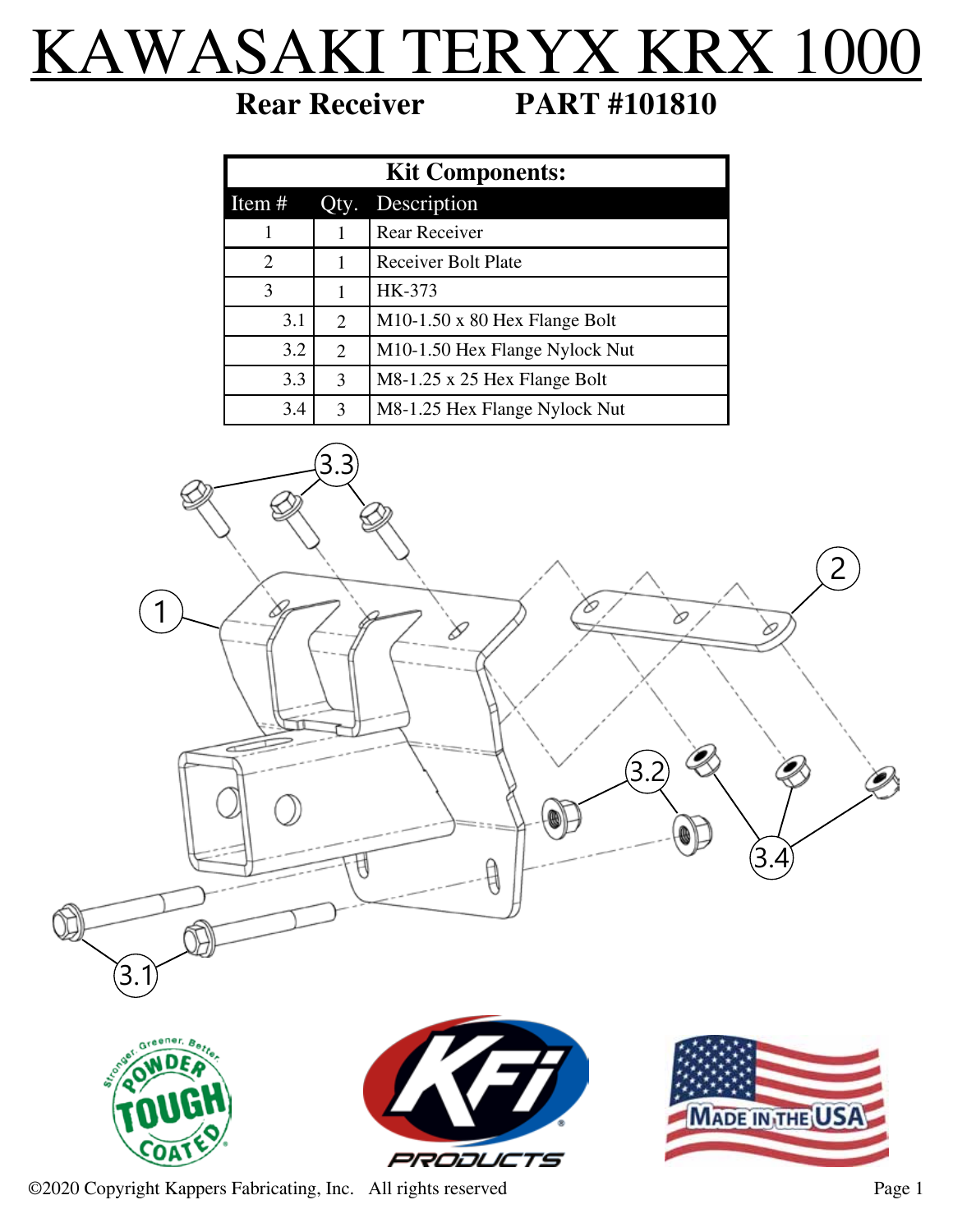# KAWASAKI TERYX KRX 1000

**Rear Receiver** **PART #101810**

| Kit Components: | | |
|---|---|---|
| Item # | Qty. | Description |
| 1 | 1 | Rear Receiver |
| 2 | 1 | Receiver Bolt Plate |
| 3 | 1 | HK-373 |
| 3.1 | 2 | M10-1.50 x 80 Hex Flange Bolt |
| 3.2 | 2 | M10-1.50 Hex Flange Nylock Nut |
| 3.3 | 3 | M8-1.25 x 25 Hex Flange Bolt |
| 3.4 | 3 | M8-1.25 Hex Flange Nylock Nut |

©2020 Copyright Kappers Fabricating, Inc. All rights reserved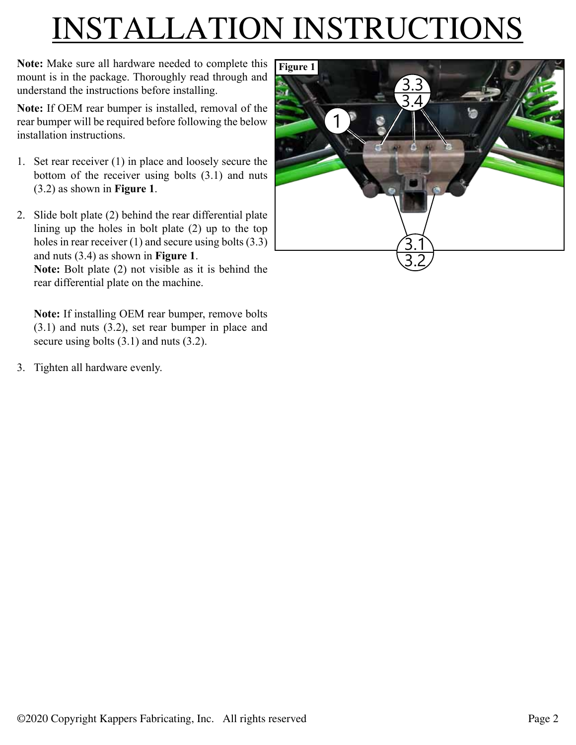# INSTALLATION INSTRUCTIONS

**Note:** Make sure all hardware needed to complete this mount is in the package. Thoroughly read through and understand the instructions before installing.

**Note:** If OEM rear bumper is installed, removal of the rear bumper will be required before following the below installation instructions.

1. Set rear receiver (1) in place and loosely secure the bottom of the receiver using bolts (3.1) and nuts (3.2) as shown in **Figure 1**.

2. Slide bolt plate (2) behind the rear differential plate lining up the holes in bolt plate (2) up to the top holes in rear receiver (1) and secure using bolts (3.3) and nuts (3.4) as shown in **Figure 1**.
   **Note:** Bolt plate (2) not visible as it is behind the rear differential plate on the machine.

   **Note:** If installing OEM rear bumper, remove bolts (3.1) and nuts (3.2), set rear bumper in place and secure using bolts (3.1) and nuts (3.2).

3. Tighten all hardware evenly.

**Figure 1**

3.3
3.4
1
3.1
3.2

©2020 Copyright Kappers Fabricating, Inc. All rights reserved